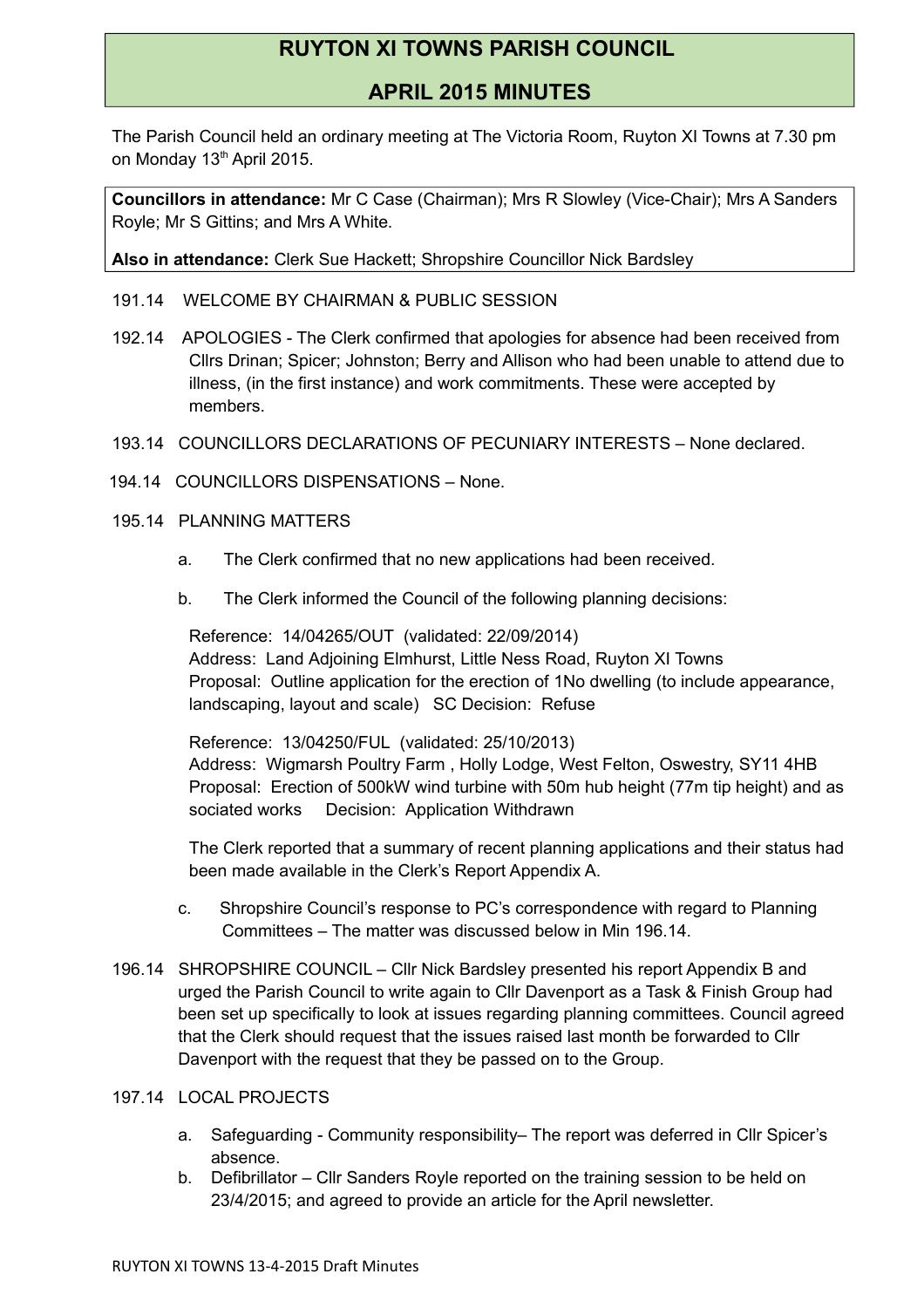# RUYTON XI TOWNS PARISH COUNCIL

## APRIL 2015 MINUTES

The Parish Council held an ordinary meeting at The Victoria Room, Ruyton XI Towns at 7.30 pm on Monday 13th April 2015.

**Councillors in attendance:** Mr C Case (Chairman); Mrs R Slowley (Vice-Chair); Mrs A Sanders Royle; Mr S Gittins; and Mrs A White.

**Also in attendance:** Clerk Sue Hackett; Shropshire Councillor Nick Bardsley

191.14 WELCOME BY CHAIRMAN & PUBLIC SESSION

192.14 APOLOGIES - The Clerk confirmed that apologies for absence had been received from Cllrs Drinan; Spicer; Johnston; Berry and Allison who had been unable to attend due to illness, (in the first instance) and work commitments. These were accepted by members.

193.14 COUNCILLORS DECLARATIONS OF PECUNIARY INTERESTS – None declared.

194.14 COUNCILLORS DISPENSATIONS – None.

195.14 PLANNING MATTERS

a. The Clerk confirmed that no new applications had been received.

b. The Clerk informed the Council of the following planning decisions:

Reference: 14/04265/OUT (validated: 22/09/2014)
Address: Land Adjoining Elmhurst, Little Ness Road, Ruyton XI Towns
Proposal: Outline application for the erection of 1No dwelling (to include appearance, landscaping, layout and scale) SC Decision: Refuse

Reference: 13/04250/FUL (validated: 25/10/2013)
Address: Wigmarsh Poultry Farm , Holly Lodge, West Felton, Oswestry, SY11 4HB
Proposal: Erection of 500kW wind turbine with 50m hub height (77m tip height) and as sociated works Decision: Application Withdrawn

The Clerk reported that a summary of recent planning applications and their status had been made available in the Clerk's Report Appendix A.

c. Shropshire Council's response to PC's correspondence with regard to Planning Committees – The matter was discussed below in Min 196.14.

196.14 SHROPSHIRE COUNCIL – Cllr Nick Bardsley presented his report Appendix B and urged the Parish Council to write again to Cllr Davenport as a Task & Finish Group had been set up specifically to look at issues regarding planning committees. Council agreed that the Clerk should request that the issues raised last month be forwarded to Cllr Davenport with the request that they be passed on to the Group.

197.14 LOCAL PROJECTS

a. Safeguarding - Community responsibility– The report was deferred in Cllr Spicer's absence.
b. Defibrillator – Cllr Sanders Royle reported on the training session to be held on 23/4/2015; and agreed to provide an article for the April newsletter.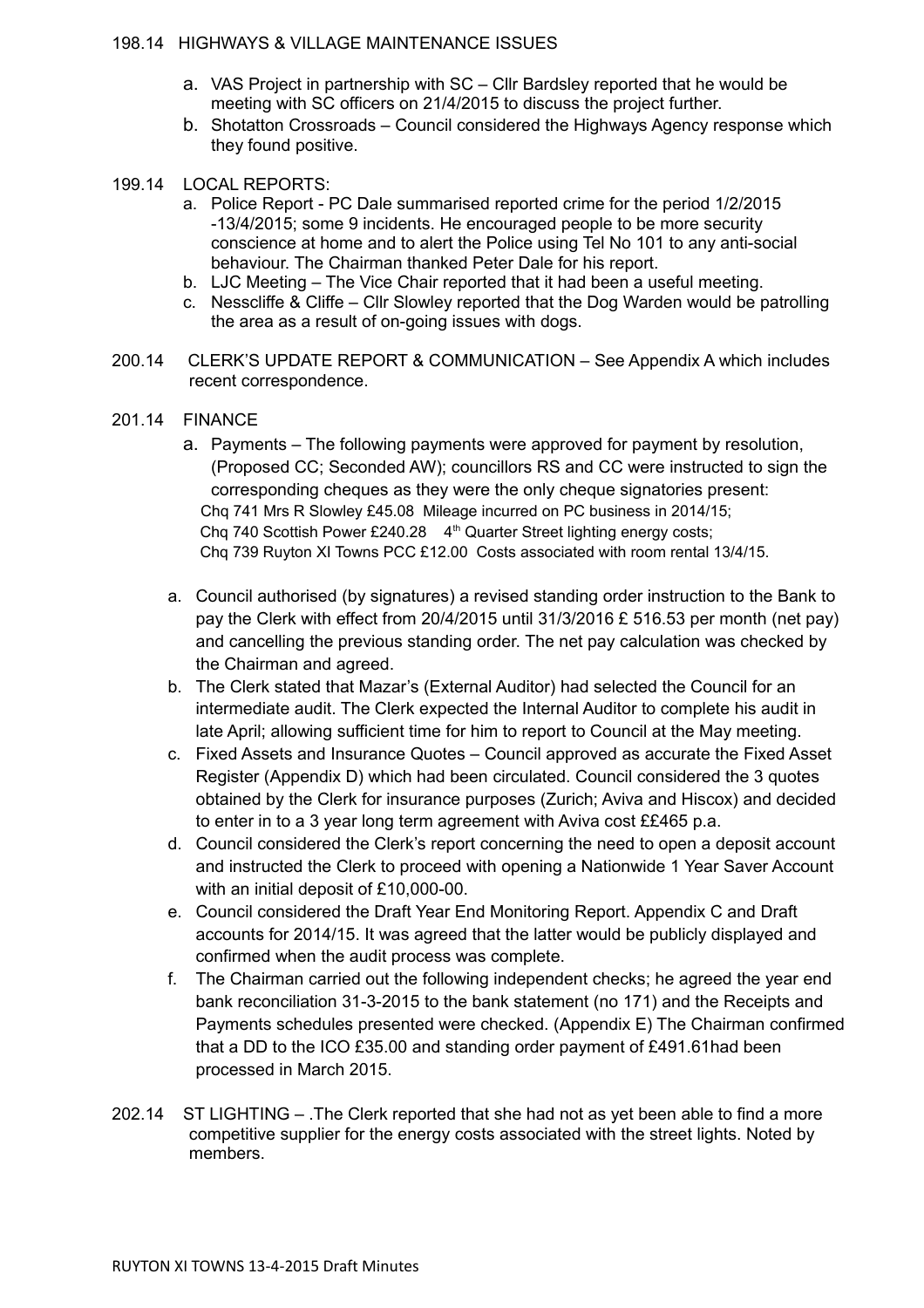198.14 HIGHWAYS & VILLAGE MAINTENANCE ISSUES

a. VAS Project in partnership with SC – Cllr Bardsley reported that he would be meeting with SC officers on 21/4/2015 to discuss the project further.
b. Shotatton Crossroads – Council considered the Highways Agency response which they found positive.

199.14 LOCAL REPORTS:

a. Police Report - PC Dale summarised reported crime for the period 1/2/2015 -13/4/2015; some 9 incidents. He encouraged people to be more security conscience at home and to alert the Police using Tel No 101 to any anti-social behaviour. The Chairman thanked Peter Dale for his report.
b. LJC Meeting – The Vice Chair reported that it had been a useful meeting.
c. Nesscliffe & Cliffe – Cllr Slowley reported that the Dog Warden would be patrolling the area as a result of on-going issues with dogs.

200.14 CLERK'S UPDATE REPORT & COMMUNICATION – See Appendix A which includes recent correspondence.

201.14 FINANCE

a. Payments – The following payments were approved for payment by resolution, (Proposed CC; Seconded AW); councillors RS and CC were instructed to sign the corresponding cheques as they were the only cheque signatories present:
Chq 741 Mrs R Slowley £45.08 Mileage incurred on PC business in 2014/15;
Chq 740 Scottish Power £240.28 4th Quarter Street lighting energy costs;
Chq 739 Ruyton XI Towns PCC £12.00 Costs associated with room rental 13/4/15.

a. Council authorised (by signatures) a revised standing order instruction to the Bank to pay the Clerk with effect from 20/4/2015 until 31/3/2016 £ 516.53 per month (net pay) and cancelling the previous standing order. The net pay calculation was checked by the Chairman and agreed.
b. The Clerk stated that Mazar's (External Auditor) had selected the Council for an intermediate audit. The Clerk expected the Internal Auditor to complete his audit in late April; allowing sufficient time for him to report to Council at the May meeting.
c. Fixed Assets and Insurance Quotes – Council approved as accurate the Fixed Asset Register (Appendix D) which had been circulated. Council considered the 3 quotes obtained by the Clerk for insurance purposes (Zurich; Aviva and Hiscox) and decided to enter in to a 3 year long term agreement with Aviva cost ££465 p.a.
d. Council considered the Clerk's report concerning the need to open a deposit account and instructed the Clerk to proceed with opening a Nationwide 1 Year Saver Account with an initial deposit of £10,000-00.
e. Council considered the Draft Year End Monitoring Report. Appendix C and Draft accounts for 2014/15. It was agreed that the latter would be publicly displayed and confirmed when the audit process was complete.
f. The Chairman carried out the following independent checks; he agreed the year end bank reconciliation 31-3-2015 to the bank statement (no 171) and the Receipts and Payments schedules presented were checked. (Appendix E) The Chairman confirmed that a DD to the ICO £35.00 and standing order payment of £491.61had been processed in March 2015.

202.14 ST LIGHTING – .The Clerk reported that she had not as yet been able to find a more competitive supplier for the energy costs associated with the street lights. Noted by members.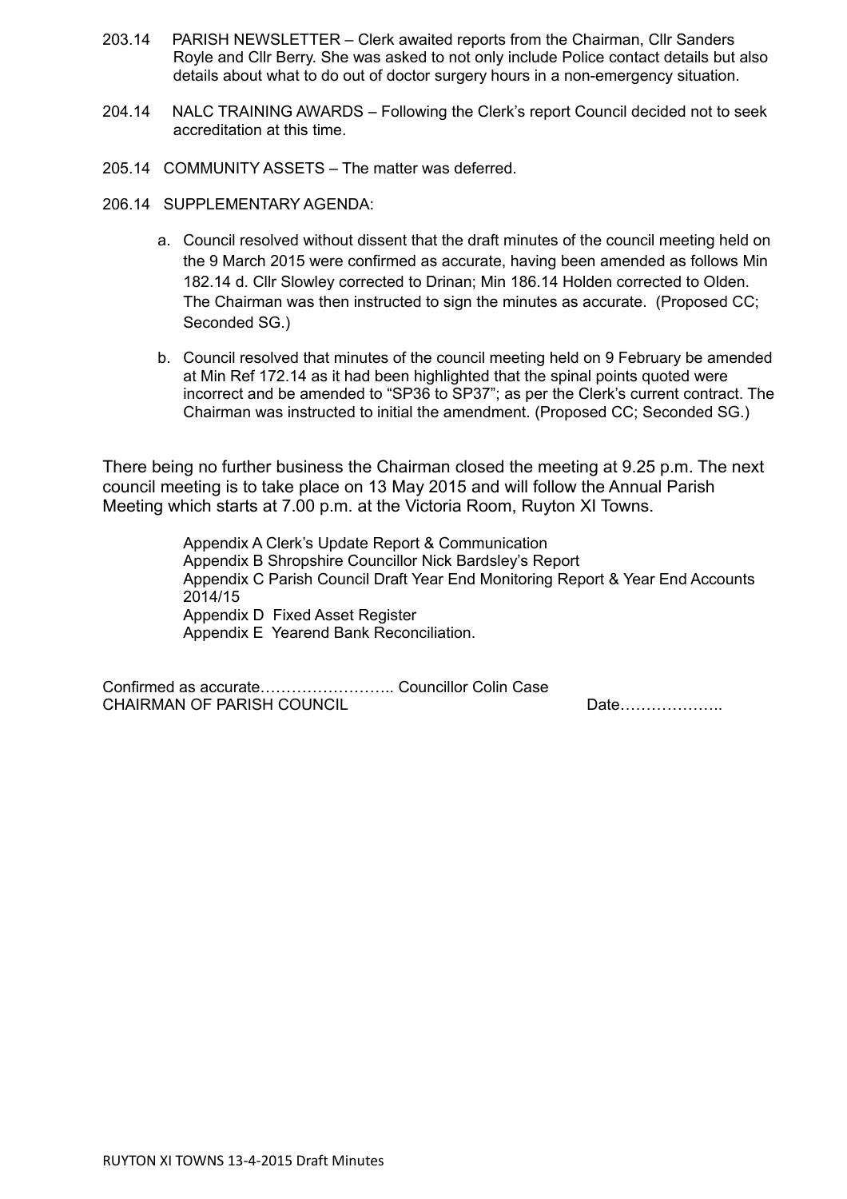203.14 PARISH NEWSLETTER – Clerk awaited reports from the Chairman, Cllr Sanders Royle and Cllr Berry. She was asked to not only include Police contact details but also details about what to do out of doctor surgery hours in a non-emergency situation.

204.14 NALC TRAINING AWARDS – Following the Clerk's report Council decided not to seek accreditation at this time.

205.14 COMMUNITY ASSETS – The matter was deferred.

206.14 SUPPLEMENTARY AGENDA:

a. Council resolved without dissent that the draft minutes of the council meeting held on the 9 March 2015 were confirmed as accurate, having been amended as follows Min 182.14 d. Cllr Slowley corrected to Drinan; Min 186.14 Holden corrected to Olden. The Chairman was then instructed to sign the minutes as accurate. (Proposed CC; Seconded SG.)

b. Council resolved that minutes of the council meeting held on 9 February be amended at Min Ref 172.14 as it had been highlighted that the spinal points quoted were incorrect and be amended to "SP36 to SP37"; as per the Clerk's current contract. The Chairman was instructed to initial the amendment. (Proposed CC; Seconded SG.)

There being no further business the Chairman closed the meeting at 9.25 p.m. The next council meeting is to take place on 13 May 2015 and will follow the Annual Parish Meeting which starts at 7.00 p.m. at the Victoria Room, Ruyton XI Towns.

Appendix A Clerk's Update Report & Communication
Appendix B Shropshire Councillor Nick Bardsley's Report
Appendix C Parish Council Draft Year End Monitoring Report & Year End Accounts 2014/15
Appendix D Fixed Asset Register
Appendix E Yearend Bank Reconciliation.

Confirmed as accurate…………………….. Councillor Colin Case
CHAIRMAN OF PARISH COUNCIL Date………………..